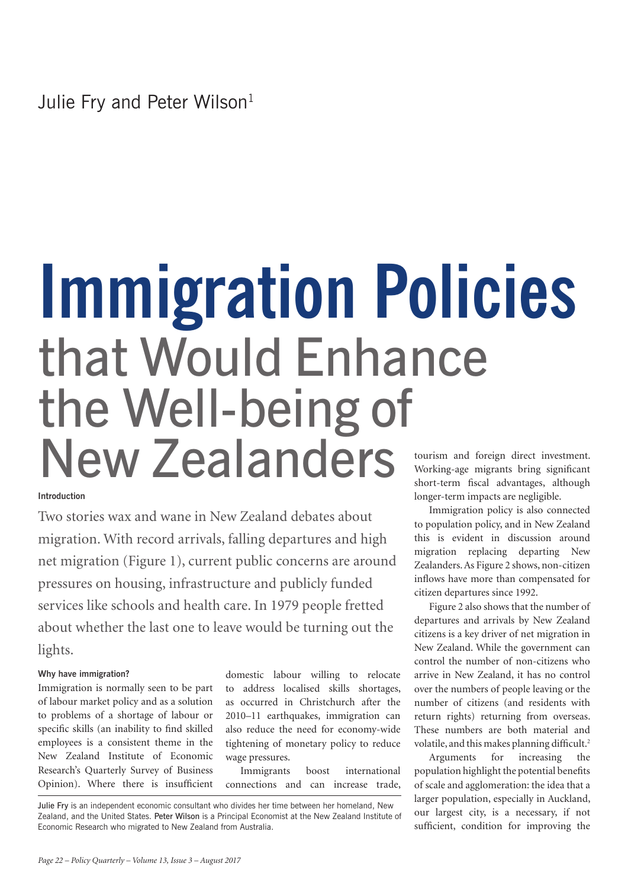Julie Fry and Peter Wilson[1]

# Immigration Policies that Would Enhance the Well-being of New Zealanders

### Introduction

Two stories wax and wane in New Zealand debates about migration. With record arrivals, falling departures and high net migration (Figure 1), current public concerns are around pressures on housing, infrastructure and publicly funded services like schools and health care. In 1979 people fretted about whether the last one to leave would be turning out the lights.

### Why have immigration?

Immigration is normally seen to be part of labour market policy and as a solution to problems of a shortage of labour or specific skills (an inability to find skilled employees is a consistent theme in the New Zealand Institute of Economic Research's Quarterly Survey of Business Opinion). Where there is insufficient domestic labour willing to relocate to address localised skills shortages, as occurred in Christchurch after the 2010–11 earthquakes, immigration can also reduce the need for economy-wide tightening of monetary policy to reduce wage pressures.

Immigrants boost international connections and can increase trade, tourism and foreign direct investment. Working-age migrants bring significant short-term fiscal advantages, although longer-term impacts are negligible.

Immigration policy is also connected to population policy, and in New Zealand this is evident in discussion around migration replacing departing New Zealanders. As Figure 2 shows, non-citizen inflows have more than compensated for citizen departures since 1992.

Figure 2 also shows that the number of departures and arrivals by New Zealand citizens is a key driver of net migration in New Zealand. While the government can control the number of non-citizens who arrive in New Zealand, it has no control over the numbers of people leaving or the number of citizens (and residents with return rights) returning from overseas. These numbers are both material and volatile, and this makes planning difficult.[2]

Arguments for increasing the population highlight the potential benefits of scale and agglomeration: the idea that a larger population, especially in Auckland, our largest city, is a necessary, if not sufficient, condition for improving the

Julie Fry is an independent economic consultant who divides her time between her homeland, New Zealand, and the United States. Peter Wilson is a Principal Economist at the New Zealand Institute of Economic Research who migrated to New Zealand from Australia.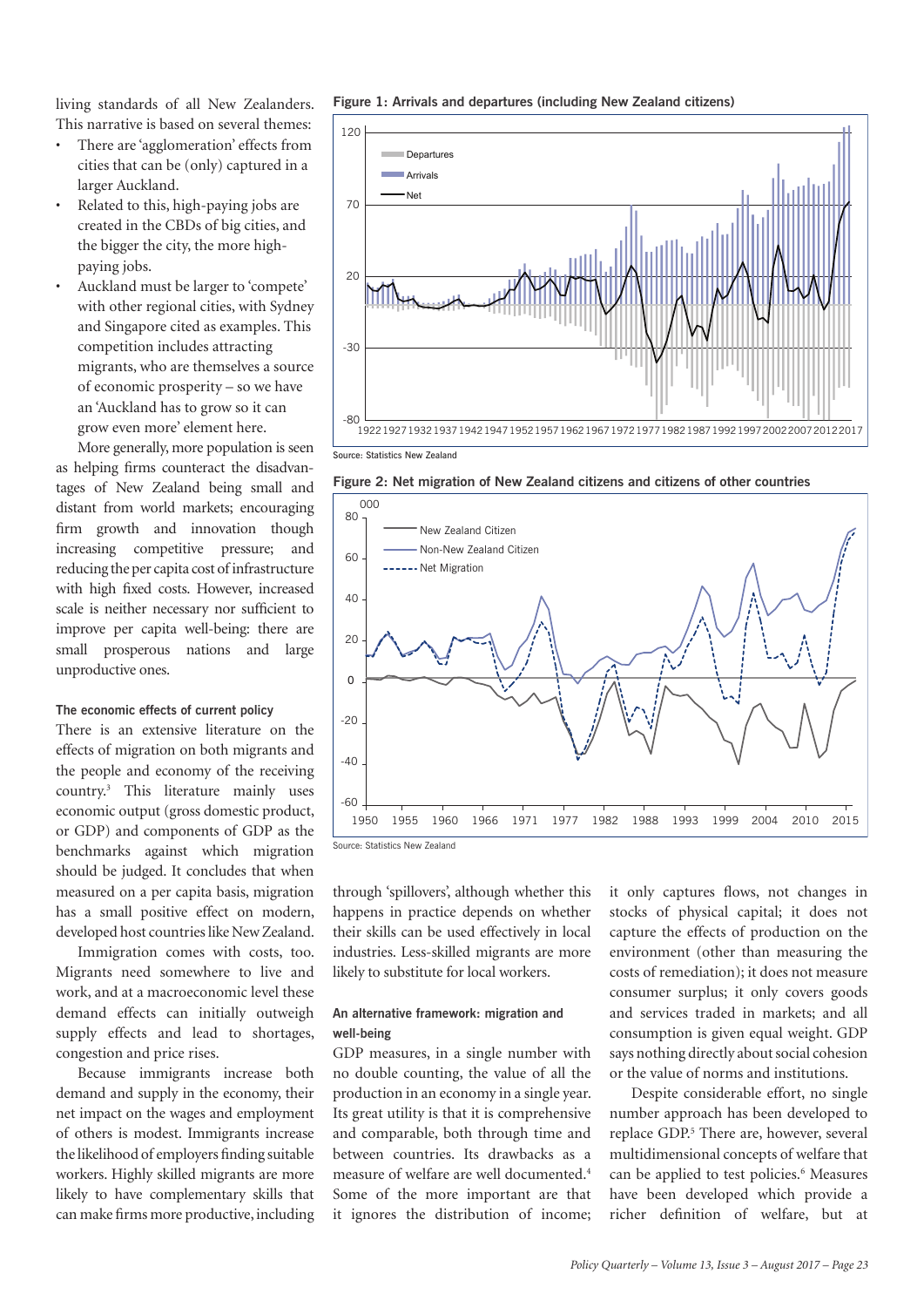living standards of all New Zealanders. This narrative is based on several themes:

- There are 'agglomeration' effects from cities that can be (only) captured in a larger Auckland.
- Related to this, high-paying jobs are created in the CBDs of big cities, and the bigger the city, the more high-paying jobs.
- Auckland must be larger to 'compete' with other regional cities, with Sydney and Singapore cited as examples. This competition includes attracting migrants, who are themselves a source of economic prosperity – so we have an 'Auckland has to grow so it can grow even more' element here.

More generally, more population is seen as helping firms counteract the disadvantages of New Zealand being small and distant from world markets; encouraging firm growth and innovation though increasing competitive pressure; and reducing the per capita cost of infrastructure with high fixed costs. However, increased scale is neither necessary nor sufficient to improve per capita well-being: there are small prosperous nations and large unproductive ones.

#### The economic effects of current policy

There is an extensive literature on the effects of migration on both migrants and the people and economy of the receiving country.[3] This literature mainly uses economic output (gross domestic product, or GDP) and components of GDP as the benchmarks against which migration should be judged. It concludes that when measured on a per capita basis, migration has a small positive effect on modern, developed host countries like New Zealand.

Immigration comes with costs, too. Migrants need somewhere to live and work, and at a macroeconomic level these demand effects can initially outweigh supply effects and lead to shortages, congestion and price rises.

Because immigrants increase both demand and supply in the economy, their net impact on the wages and employment of others is modest. Immigrants increase the likelihood of employers finding suitable workers. Highly skilled migrants are more likely to have complementary skills that can make firms more productive, including through 'spillovers', although whether this happens in practice depends on whether their skills can be used effectively in local industries. Less-skilled migrants are more likely to substitute for local workers.

**Figure 1: Arrivals and departures (including New Zealand citizens)**

Departures
Arrivals
Net

120
70
20
-30
-80

1922 1927 1932 1937 1942 1947 1952 1957 1962 1967 1972 1977 1982 1987 1992 1997 2002 2007 2012 2017

Source: Statistics New Zealand

**Figure 2: Net migration of New Zealand citizens and citizens of other countries**

000

New Zealand Citizen
Non-New Zealand Citizen
Net Migration

80
60
40
20
0
-20
-40
-60

1950 1955 1960 1966 1971 1977 1982 1988 1993 1999 2004 2010 2015

Source: Statistics New Zealand

#### An alternative framework: migration and well-being

GDP measures, in a single number with no double counting, the value of all the production in an economy in a single year. Its great utility is that it is comprehensive and comparable, both through time and between countries. Its drawbacks as a measure of welfare are well documented.[4] Some of the more important are that it ignores the distribution of income; it only captures flows, not changes in stocks of physical capital; it does not capture the effects of production on the environment (other than measuring the costs of remediation); it does not measure consumer surplus; it only covers goods and services traded in markets; and all consumption is given equal weight. GDP says nothing directly about social cohesion or the value of norms and institutions.

Despite considerable effort, no single number approach has been developed to replace GDP.[5] There are, however, several multidimensional concepts of welfare that can be applied to test policies.[6] Measures have been developed which provide a richer definition of welfare, but at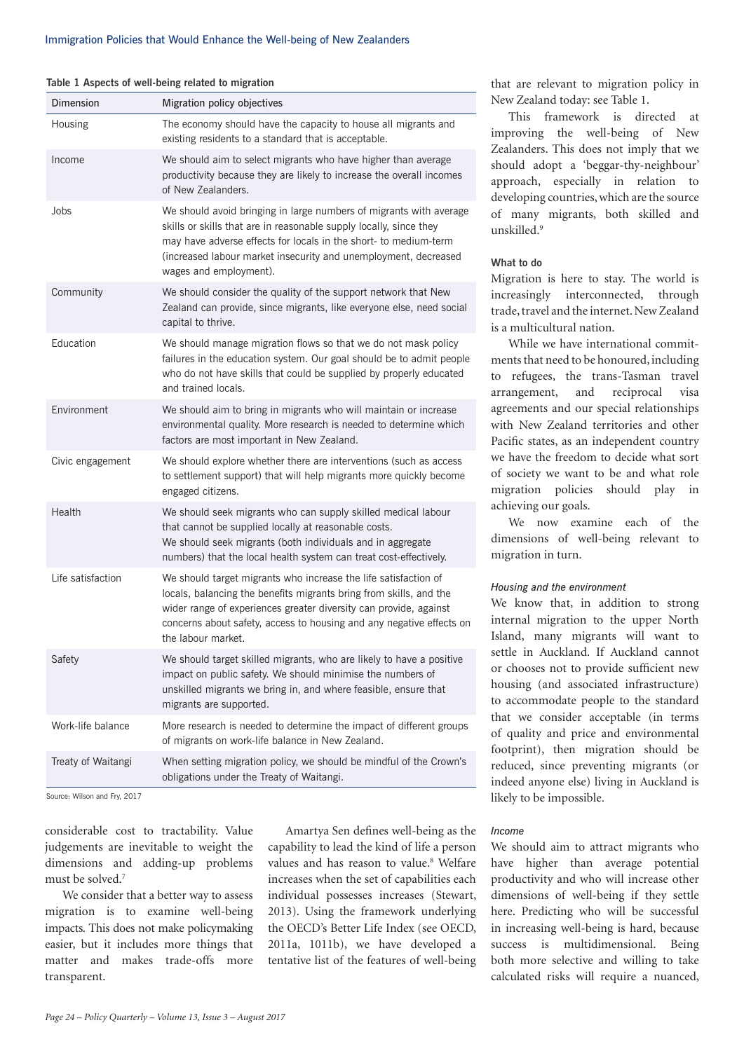**Table 1 Aspects of well-being related to migration**

| Dimension | Migration policy objectives |
|---|---|
| Housing | The economy should have the capacity to house all migrants and existing residents to a standard that is acceptable. |
| Income | We should aim to select migrants who have higher than average productivity because they are likely to increase the overall incomes of New Zealanders. |
| Jobs | We should avoid bringing in large numbers of migrants with average skills or skills that are in reasonable supply locally, since they may have adverse effects for locals in the short- to medium-term (increased labour market insecurity and unemployment, decreased wages and employment). |
| Community | We should consider the quality of the support network that New Zealand can provide, since migrants, like everyone else, need social capital to thrive. |
| Education | We should manage migration flows so that we do not mask policy failures in the education system. Our goal should be to admit people who do not have skills that could be supplied by properly educated and trained locals. |
| Environment | We should aim to bring in migrants who will maintain or increase environmental quality. More research is needed to determine which factors are most important in New Zealand. |
| Civic engagement | We should explore whether there are interventions (such as access to settlement support) that will help migrants more quickly become engaged citizens. |
| Health | We should seek migrants who can supply skilled medical labour that cannot be supplied locally at reasonable costs. We should seek migrants (both individuals and in aggregate numbers) that the local health system can treat cost-effectively. |
| Life satisfaction | We should target migrants who increase the life satisfaction of locals, balancing the benefits migrants bring from skills, and the wider range of experiences greater diversity can provide, against concerns about safety, access to housing and any negative effects on the labour market. |
| Safety | We should target skilled migrants, who are likely to have a positive impact on public safety. We should minimise the numbers of unskilled migrants we bring in, and where feasible, ensure that migrants are supported. |
| Work-life balance | More research is needed to determine the impact of different groups of migrants on work-life balance in New Zealand. |
| Treaty of Waitangi | When setting migration policy, we should be mindful of the Crown's obligations under the Treaty of Waitangi. |

Source: Wilson and Fry, 2017

considerable cost to tractability. Value judgements are inevitable to weight the dimensions and adding-up problems must be solved.[7]

We consider that a better way to assess migration is to examine well-being impacts. This does not make policymaking easier, but it includes more things that matter and makes trade-offs more transparent.

Amartya Sen defines well-being as the capability to lead the kind of life a person values and has reason to value.[8] Welfare increases when the set of capabilities each individual possesses increases (Stewart, 2013). Using the framework underlying the OECD's Better Life Index (see OECD, 2011a, 1011b), we have developed a tentative list of the features of well-being that are relevant to migration policy in New Zealand today: see Table 1.

This framework is directed at improving the well-being of New Zealanders. This does not imply that we should adopt a 'beggar-thy-neighbour' approach, especially in relation to developing countries, which are the source of many migrants, both skilled and unskilled.[9]

### What to do

Migration is here to stay. The world is increasingly interconnected, through trade, travel and the internet. New Zealand is a multicultural nation.

While we have international commitments that need to be honoured, including to refugees, the trans-Tasman travel arrangement, and reciprocal visa agreements and our special relationships with New Zealand territories and other Pacific states, as an independent country we have the freedom to decide what sort of society we want to be and what role migration policies should play in achieving our goals.

We now examine each of the dimensions of well-being relevant to migration in turn.

#### *Housing and the environment*

We know that, in addition to strong internal migration to the upper North Island, many migrants will want to settle in Auckland. If Auckland cannot or chooses not to provide sufficient new housing (and associated infrastructure) to accommodate people to the standard that we consider acceptable (in terms of quality and price and environmental footprint), then migration should be reduced, since preventing migrants (or indeed anyone else) living in Auckland is likely to be impossible.

#### *Income*

We should aim to attract migrants who have higher than average potential productivity and who will increase other dimensions of well-being if they settle here. Predicting who will be successful in increasing well-being is hard, because success is multidimensional. Being both more selective and willing to take calculated risks will require a nuanced,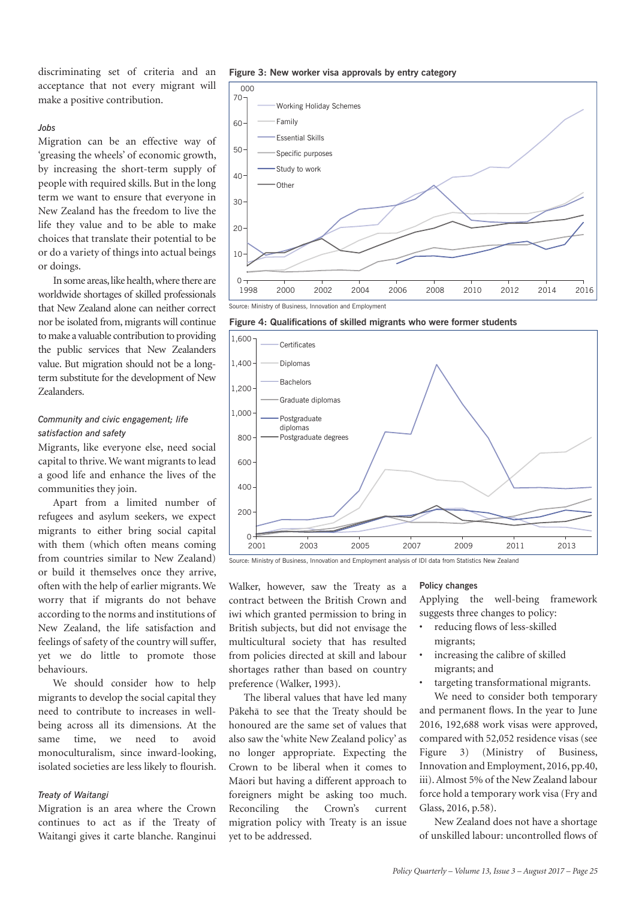discriminating set of criteria and an acceptance that not every migrant will make a positive contribution.

*Jobs*

Migration can be an effective way of 'greasing the wheels' of economic growth, by increasing the short-term supply of people with required skills. But in the long term we want to ensure that everyone in New Zealand has the freedom to live the life they value and to be able to make choices that translate their potential to be or do a variety of things into actual beings or doings.

In some areas, like health, where there are worldwide shortages of skilled professionals that New Zealand alone can neither correct nor be isolated from, migrants will continue to make a valuable contribution to providing the public services that New Zealanders value. But migration should not be a long-term substitute for the development of New Zealanders.

*Community and civic engagement; life satisfaction and safety*

Migrants, like everyone else, need social capital to thrive. We want migrants to lead a good life and enhance the lives of the communities they join.

Apart from a limited number of refugees and asylum seekers, we expect migrants to either bring social capital with them (which often means coming from countries similar to New Zealand) or build it themselves once they arrive, often with the help of earlier migrants. We worry that if migrants do not behave according to the norms and institutions of New Zealand, the life satisfaction and feelings of safety of the country will suffer, yet we do little to promote those behaviours.

We should consider how to help migrants to develop the social capital they need to contribute to increases in well-being across all its dimensions. At the same time, we need to avoid monoculturalism, since inward-looking, isolated societies are less likely to flourish.

*Treaty of Waitangi*

Migration is an area where the Crown continues to act as if the Treaty of Waitangi gives it carte blanche. Ranginui Walker, however, saw the Treaty as a contract between the British Crown and iwi which granted permission to bring in British subjects, but did not envisage the multicultural society that has resulted from policies directed at skill and labour shortages rather than based on country preference (Walker, 1993).

The liberal values that have led many Pākehā to see that the Treaty should be honoured are the same set of values that also saw the 'white New Zealand policy' as no longer appropriate. Expecting the Crown to be liberal when it comes to Māori but having a different approach to foreigners might be asking too much. Reconciling the Crown's current migration policy with Treaty is an issue yet to be addressed.

**Figure 3: New worker visa approvals by entry category**

000
70
60
50
40
30
20
10
0
1998 2000 2002 2004 2006 2008 2010 2012 2014 2016
Working Holiday Schemes
Family
Essential Skills
Specific purposes
Study to work
Other

Source: Ministry of Business, Innovation and Employment

**Figure 4: Qualifications of skilled migrants who were former students**

1,600
1,400
1,200
1,000
800
600
400
200
0
2001 2003 2005 2007 2009 2011 2013
Certificates
Diplomas
Bachelors
Graduate diplomas
Postgraduate diplomas
Postgraduate degrees

Source: Ministry of Business, Innovation and Employment analysis of IDI data from Statistics New Zealand

**Policy changes**

Applying the well-being framework suggests three changes to policy:

- reducing flows of less-skilled migrants;
- increasing the calibre of skilled migrants; and
- targeting transformational migrants.

We need to consider both temporary and permanent flows. In the year to June 2016, 192,688 work visas were approved, compared with 52,052 residence visas (see Figure 3) (Ministry of Business, Innovation and Employment, 2016, pp.40, iii). Almost 5% of the New Zealand labour force hold a temporary work visa (Fry and Glass, 2016, p.58).

New Zealand does not have a shortage of unskilled labour: uncontrolled flows of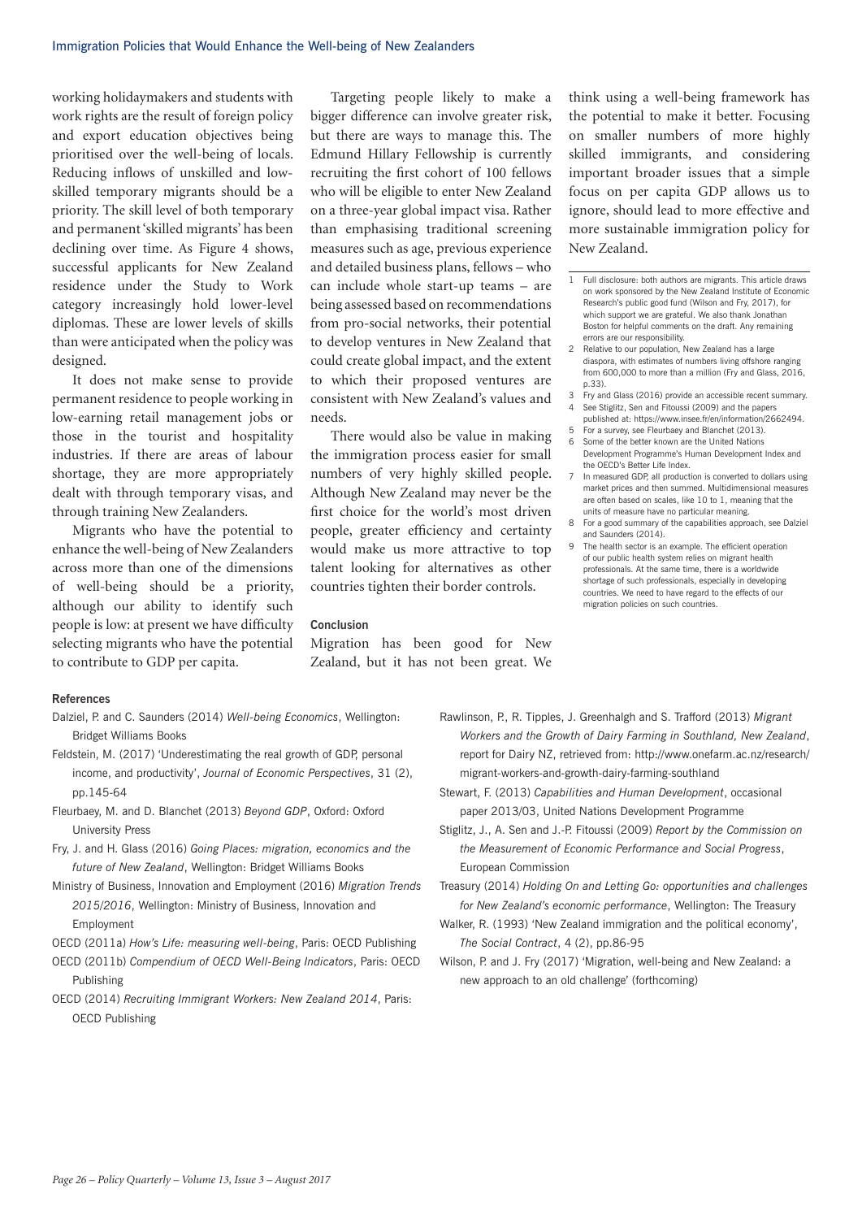working holidaymakers and students with work rights are the result of foreign policy and export education objectives being prioritised over the well-being of locals. Reducing inflows of unskilled and low-skilled temporary migrants should be a priority. The skill level of both temporary and permanent 'skilled migrants' has been declining over time. As Figure 4 shows, successful applicants for New Zealand residence under the Study to Work category increasingly hold lower-level diplomas. These are lower levels of skills than were anticipated when the policy was designed.

It does not make sense to provide permanent residence to people working in low-earning retail management jobs or those in the tourist and hospitality industries. If there are areas of labour shortage, they are more appropriately dealt with through temporary visas, and through training New Zealanders.

Migrants who have the potential to enhance the well-being of New Zealanders across more than one of the dimensions of well-being should be a priority, although our ability to identify such people is low: at present we have difficulty selecting migrants who have the potential to contribute to GDP per capita.

Targeting people likely to make a bigger difference can involve greater risk, but there are ways to manage this. The Edmund Hillary Fellowship is currently recruiting the first cohort of 100 fellows who will be eligible to enter New Zealand on a three-year global impact visa. Rather than emphasising traditional screening measures such as age, previous experience and detailed business plans, fellows – who can include whole start-up teams – are being assessed based on recommendations from pro-social networks, their potential to develop ventures in New Zealand that could create global impact, and the extent to which their proposed ventures are consistent with New Zealand's values and needs.

There would also be value in making the immigration process easier for small numbers of very highly skilled people. Although New Zealand may never be the first choice for the world's most driven people, greater efficiency and certainty would make us more attractive to top talent looking for alternatives as other countries tighten their border controls.

#### Conclusion

Migration has been good for New Zealand, but it has not been great. We think using a well-being framework has the potential to make it better. Focusing on smaller numbers of more highly skilled immigrants, and considering important broader issues that a simple focus on per capita GDP allows us to ignore, should lead to more effective and more sustainable immigration policy for New Zealand.

1 Full disclosure: both authors are migrants. This article draws on work sponsored by the New Zealand Institute of Economic Research's public good fund (Wilson and Fry, 2017), for which support we are grateful. We also thank Jonathan Boston for helpful comments on the draft. Any remaining errors are our responsibility.

2 Relative to our population, New Zealand has a large diaspora, with estimates of numbers living offshore ranging from 600,000 to more than a million (Fry and Glass, 2016, p.33).

3 Fry and Glass (2016) provide an accessible recent summary.

4 See Stiglitz, Sen and Fitoussi (2009) and the papers published at: https://www.insee.fr/en/information/2662494.

5 For a survey, see Fleurbaey and Blanchet (2013).

6 Some of the better known are the United Nations Development Programme's Human Development Index and the OECD's Better Life Index.

7 In measured GDP, all production is converted to dollars using market prices and then summed. Multidimensional measures are often based on scales, like 10 to 1, meaning that the units of measure have no particular meaning.

8 For a good summary of the capabilities approach, see Dalziel and Saunders (2014).

9 The health sector is an example. The efficient operation of our public health system relies on migrant health professionals. At the same time, there is a worldwide shortage of such professionals, especially in developing countries. We need to have regard to the effects of our migration policies on such countries.

#### References

Dalziel, P. and C. Saunders (2014) *Well-being Economics*, Wellington: Bridget Williams Books

Feldstein, M. (2017) 'Underestimating the real growth of GDP, personal income, and productivity', *Journal of Economic Perspectives*, 31 (2), pp.145-64

Fleurbaey, M. and D. Blanchet (2013) *Beyond GDP*, Oxford: Oxford University Press

Fry, J. and H. Glass (2016) *Going Places: migration, economics and the future of New Zealand*, Wellington: Bridget Williams Books

Ministry of Business, Innovation and Employment (2016) *Migration Trends 2015/2016*, Wellington: Ministry of Business, Innovation and Employment

OECD (2011a) *How's Life: measuring well-being*, Paris: OECD Publishing

OECD (2011b) *Compendium of OECD Well-Being Indicators*, Paris: OECD Publishing

OECD (2014) *Recruiting Immigrant Workers: New Zealand 2014*, Paris: OECD Publishing

Rawlinson, P., R. Tipples, J. Greenhalgh and S. Trafford (2013) *Migrant Workers and the Growth of Dairy Farming in Southland, New Zealand*, report for Dairy NZ, retrieved from: http://www.onefarm.ac.nz/research/migrant-workers-and-growth-dairy-farming-southland

Stewart, F. (2013) *Capabilities and Human Development*, occasional paper 2013/03, United Nations Development Programme

Stiglitz, J., A. Sen and J.-P. Fitoussi (2009) *Report by the Commission on the Measurement of Economic Performance and Social Progress*, European Commission

Treasury (2014) *Holding On and Letting Go: opportunities and challenges for New Zealand's economic performance*, Wellington: The Treasury

Walker, R. (1993) 'New Zealand immigration and the political economy', *The Social Contract*, 4 (2), pp.86-95

Wilson, P. and J. Fry (2017) 'Migration, well-being and New Zealand: a new approach to an old challenge' (forthcoming)